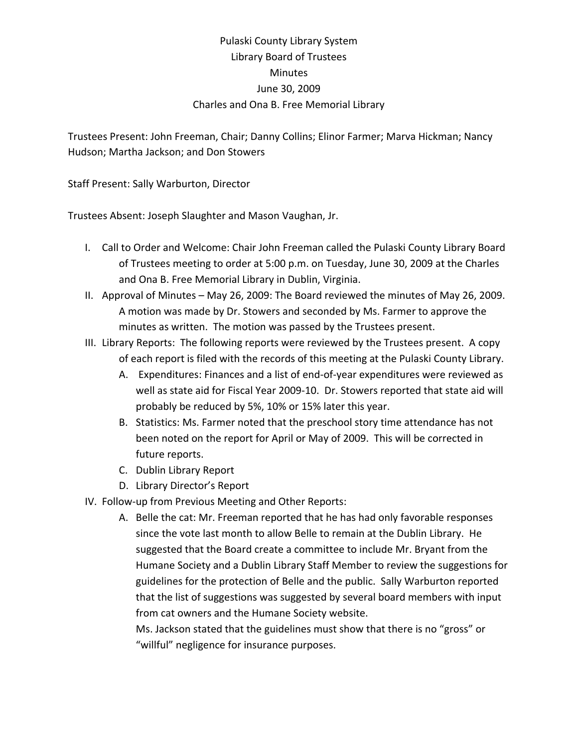# Pulaski County Library System
## Library Board of Trustees
## Minutes
## June 30, 2009
## Charles and Ona B. Free Memorial Library

Trustees Present: John Freeman, Chair; Danny Collins; Elinor Farmer; Marva Hickman; Nancy Hudson; Martha Jackson; and Don Stowers

Staff Present: Sally Warburton, Director

Trustees Absent: Joseph Slaughter and Mason Vaughan, Jr.

I. Call to Order and Welcome: Chair John Freeman called the Pulaski County Library Board of Trustees meeting to order at 5:00 p.m. on Tuesday, June 30, 2009 at the Charles and Ona B. Free Memorial Library in Dublin, Virginia.

II. Approval of Minutes – May 26, 2009: The Board reviewed the minutes of May 26, 2009. A motion was made by Dr. Stowers and seconded by Ms. Farmer to approve the minutes as written. The motion was passed by the Trustees present.

III. Library Reports: The following reports were reviewed by the Trustees present. A copy of each report is filed with the records of this meeting at the Pulaski County Library.

   A. Expenditures: Finances and a list of end-of-year expenditures were reviewed as well as state aid for Fiscal Year 2009-10. Dr. Stowers reported that state aid will probably be reduced by 5%, 10% or 15% later this year.

   B. Statistics: Ms. Farmer noted that the preschool story time attendance has not been noted on the report for April or May of 2009. This will be corrected in future reports.

   C. Dublin Library Report

   D. Library Director's Report

IV. Follow-up from Previous Meeting and Other Reports:

   A. Belle the cat: Mr. Freeman reported that he has had only favorable responses since the vote last month to allow Belle to remain at the Dublin Library. He suggested that the Board create a committee to include Mr. Bryant from the Humane Society and a Dublin Library Staff Member to review the suggestions for guidelines for the protection of Belle and the public. Sally Warburton reported that the list of suggestions was suggested by several board members with input from cat owners and the Humane Society website.

   Ms. Jackson stated that the guidelines must show that there is no "gross" or "willful" negligence for insurance purposes.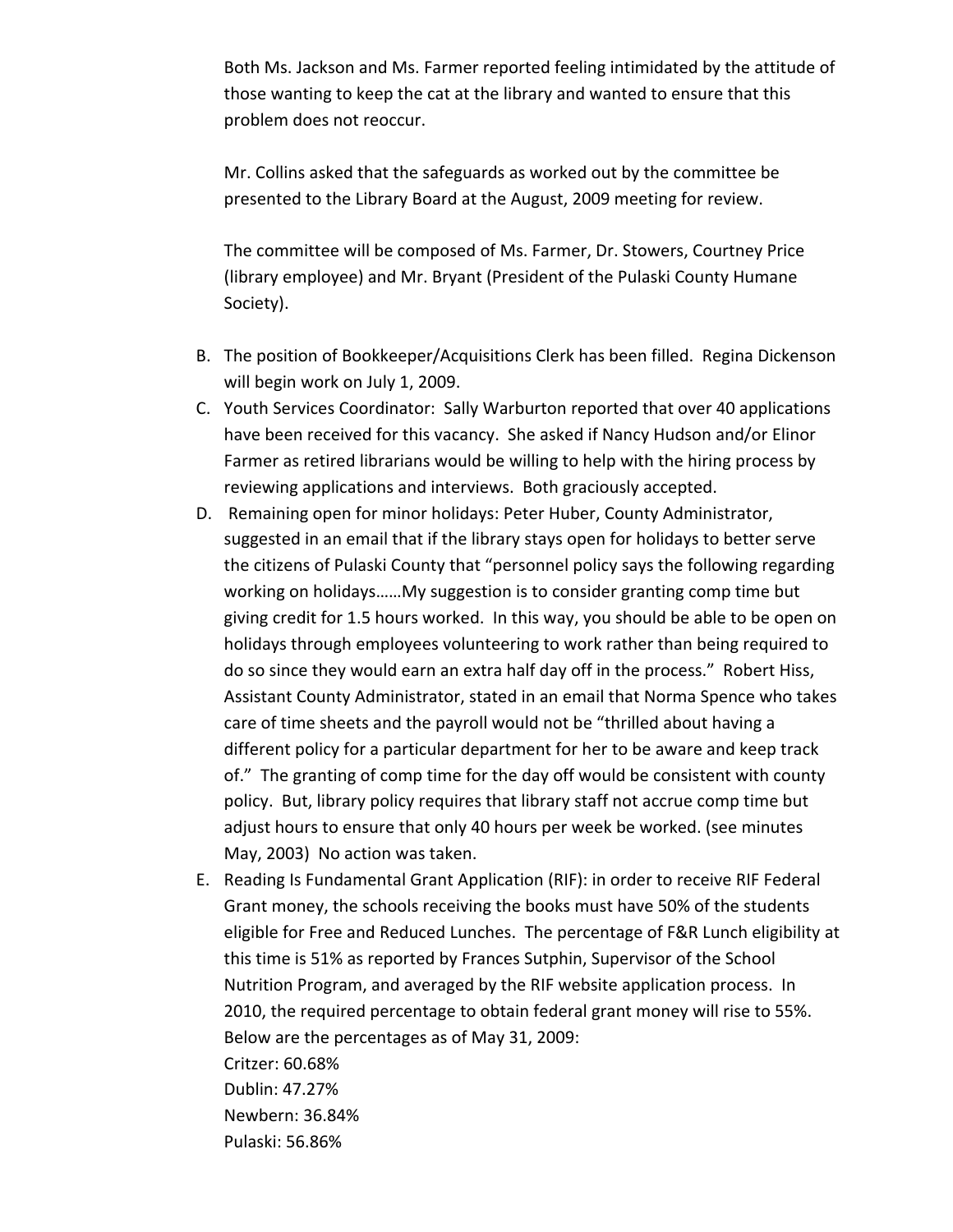Both Ms. Jackson and Ms. Farmer reported feeling intimidated by the attitude of those wanting to keep the cat at the library and wanted to ensure that this problem does not reoccur.

Mr. Collins asked that the safeguards as worked out by the committee be presented to the Library Board at the August, 2009 meeting for review.

The committee will be composed of Ms. Farmer, Dr. Stowers, Courtney Price (library employee) and Mr. Bryant (President of the Pulaski County Humane Society).

B. The position of Bookkeeper/Acquisitions Clerk has been filled. Regina Dickenson will begin work on July 1, 2009.

C. Youth Services Coordinator: Sally Warburton reported that over 40 applications have been received for this vacancy. She asked if Nancy Hudson and/or Elinor Farmer as retired librarians would be willing to help with the hiring process by reviewing applications and interviews. Both graciously accepted.

D. Remaining open for minor holidays: Peter Huber, County Administrator, suggested in an email that if the library stays open for holidays to better serve the citizens of Pulaski County that "personnel policy says the following regarding working on holidays……My suggestion is to consider granting comp time but giving credit for 1.5 hours worked. In this way, you should be able to be open on holidays through employees volunteering to work rather than being required to do so since they would earn an extra half day off in the process." Robert Hiss, Assistant County Administrator, stated in an email that Norma Spence who takes care of time sheets and the payroll would not be "thrilled about having a different policy for a particular department for her to be aware and keep track of." The granting of comp time for the day off would be consistent with county policy. But, library policy requires that library staff not accrue comp time but adjust hours to ensure that only 40 hours per week be worked. (see minutes May, 2003) No action was taken.

E. Reading Is Fundamental Grant Application (RIF): in order to receive RIF Federal Grant money, the schools receiving the books must have 50% of the students eligible for Free and Reduced Lunches. The percentage of F&R Lunch eligibility at this time is 51% as reported by Frances Sutphin, Supervisor of the School Nutrition Program, and averaged by the RIF website application process. In 2010, the required percentage to obtain federal grant money will rise to 55%. Below are the percentages as of May 31, 2009:
Critzer: 60.68%
Dublin: 47.27%
Newbern: 36.84%
Pulaski: 56.86%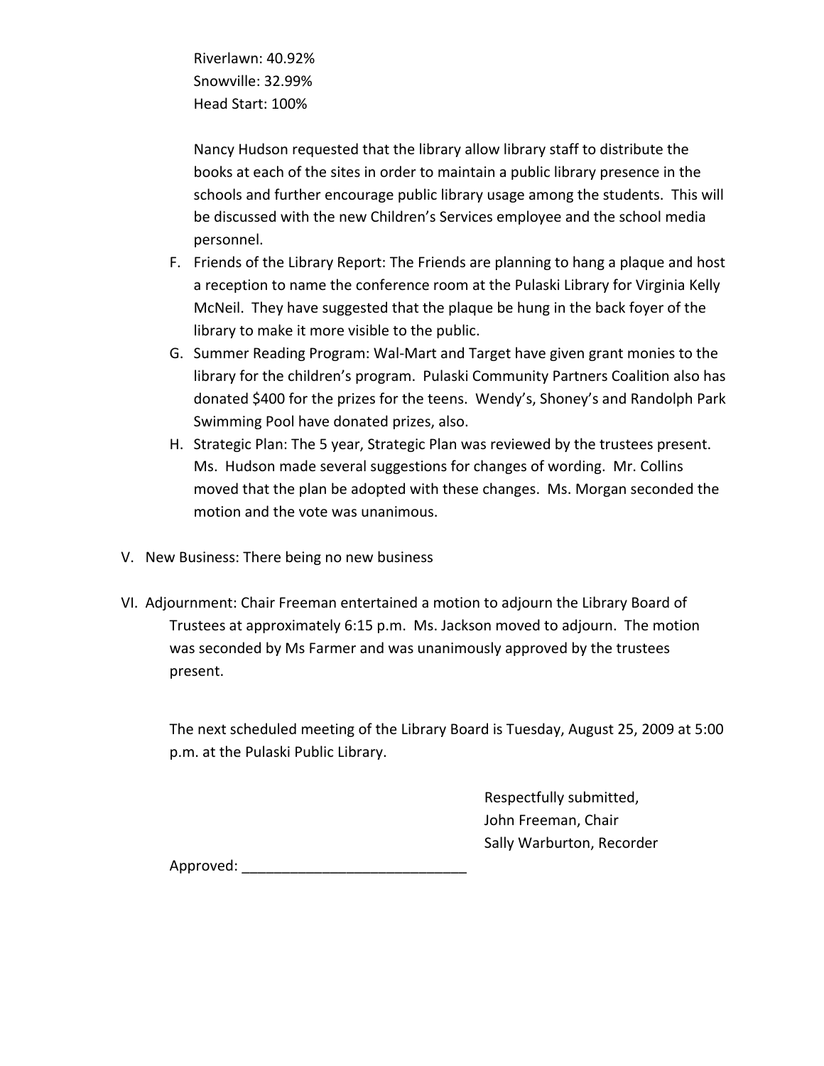Riverlawn: 40.92%
Snowville: 32.99%
Head Start: 100%

Nancy Hudson requested that the library allow library staff to distribute the books at each of the sites in order to maintain a public library presence in the schools and further encourage public library usage among the students. This will be discussed with the new Children's Services employee and the school media personnel.

F. Friends of the Library Report: The Friends are planning to hang a plaque and host a reception to name the conference room at the Pulaski Library for Virginia Kelly McNeil. They have suggested that the plaque be hung in the back foyer of the library to make it more visible to the public.

G. Summer Reading Program: Wal-Mart and Target have given grant monies to the library for the children's program. Pulaski Community Partners Coalition also has donated $400 for the prizes for the teens. Wendy's, Shoney's and Randolph Park Swimming Pool have donated prizes, also.

H. Strategic Plan: The 5 year, Strategic Plan was reviewed by the trustees present. Ms. Hudson made several suggestions for changes of wording. Mr. Collins moved that the plan be adopted with these changes. Ms. Morgan seconded the motion and the vote was unanimous.

V. New Business: There being no new business

VI. Adjournment: Chair Freeman entertained a motion to adjourn the Library Board of Trustees at approximately 6:15 p.m. Ms. Jackson moved to adjourn. The motion was seconded by Ms Farmer and was unanimously approved by the trustees present.

The next scheduled meeting of the Library Board is Tuesday, August 25, 2009 at 5:00 p.m. at the Pulaski Public Library.

Respectfully submitted,
John Freeman, Chair
Sally Warburton, Recorder

Approved: ____________________________